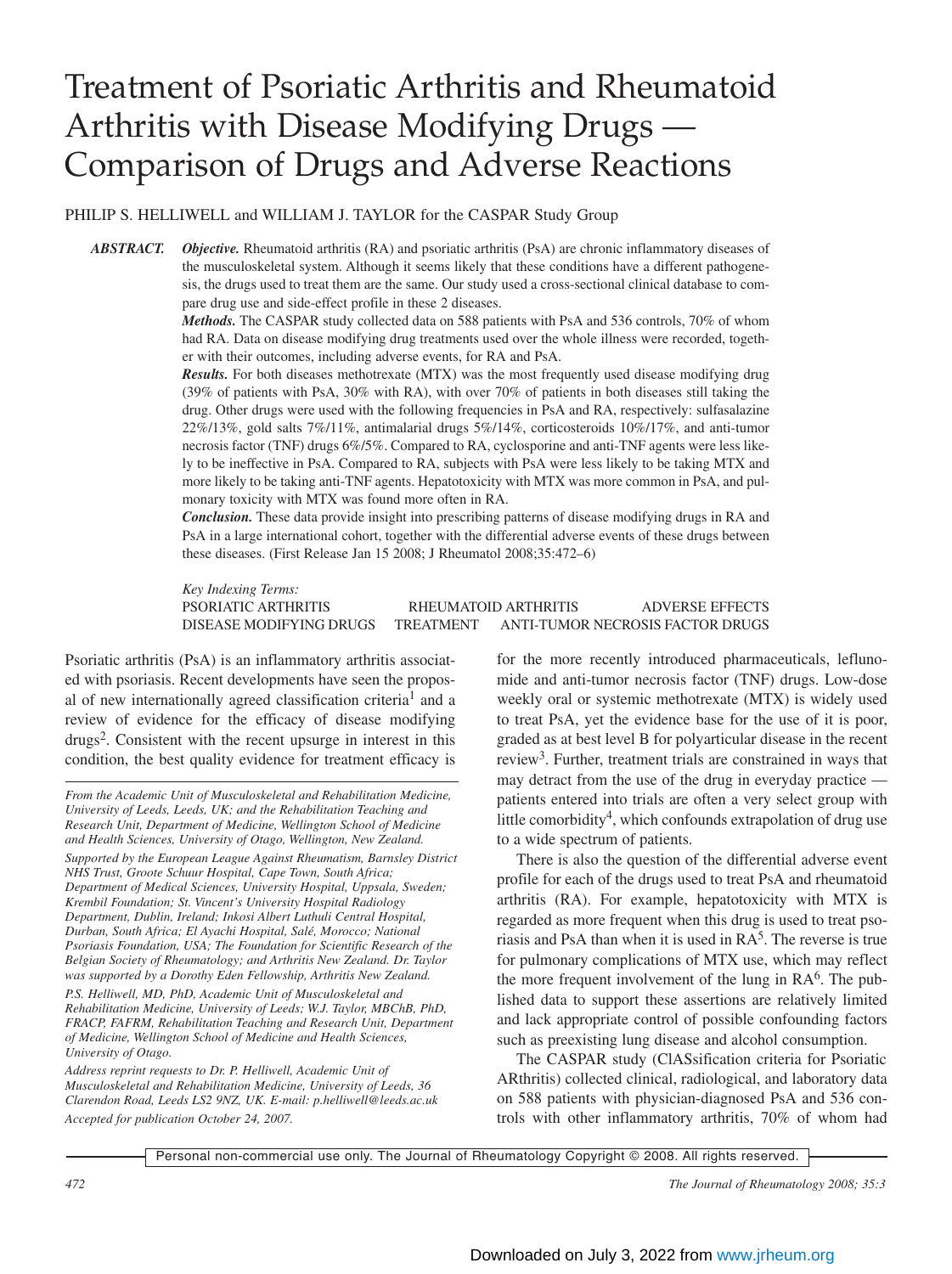# Treatment of Psoriatic Arthritis and Rheumatoid Arthritis with Disease Modifying Drugs — Comparison of Drugs and Adverse Reactions

PHILIP S. HELLIWELL and WILLIAM J. TAYLOR for the CASPAR Study Group

**ABSTRACT.** ***Objective.*** Rheumatoid arthritis (RA) and psoriatic arthritis (PsA) are chronic inflammatory diseases of the musculoskeletal system. Although it seems likely that these conditions have a different pathogenesis, the drugs used to treat them are the same. Our study used a cross-sectional clinical database to compare drug use and side-effect profile in these 2 diseases.

***Methods.*** The CASPAR study collected data on 588 patients with PsA and 536 controls, 70% of whom had RA. Data on disease modifying drug treatments used over the whole illness were recorded, together with their outcomes, including adverse events, for RA and PsA.

***Results.*** For both diseases methotrexate (MTX) was the most frequently used disease modifying drug (39% of patients with PsA, 30% with RA), with over 70% of patients in both diseases still taking the drug. Other drugs were used with the following frequencies in PsA and RA, respectively: sulfasalazine 22%/13%, gold salts 7%/11%, antimalarial drugs 5%/14%, corticosteroids 10%/17%, and anti-tumor necrosis factor (TNF) drugs 6%/5%. Compared to RA, cyclosporine and anti-TNF agents were less likely to be ineffective in PsA. Compared to RA, subjects with PsA were less likely to be taking MTX and more likely to be taking anti-TNF agents. Hepatotoxicity with MTX was more common in PsA, and pulmonary toxicity with MTX was found more often in RA.

***Conclusion.*** These data provide insight into prescribing patterns of disease modifying drugs in RA and PsA in a large international cohort, together with the differential adverse events of these drugs between these diseases. (First Release Jan 15 2008; J Rheumatol 2008;35:472–6)

*Key Indexing Terms:*
PSORIATIC ARTHRITIS — RHEUMATOID ARTHRITIS — ADVERSE EFFECTS — DISEASE MODIFYING DRUGS — TREATMENT — ANTI-TUMOR NECROSIS FACTOR DRUGS

Psoriatic arthritis (PsA) is an inflammatory arthritis associated with psoriasis. Recent developments have seen the proposal of new internationally agreed classification criteria[1] and a review of evidence for the efficacy of disease modifying drugs[2]. Consistent with the recent upsurge in interest in this condition, the best quality evidence for treatment efficacy is for the more recently introduced pharmaceuticals, leflunomide and anti-tumor necrosis factor (TNF) drugs. Low-dose weekly oral or systemic methotrexate (MTX) is widely used to treat PsA, yet the evidence base for the use of it is poor, graded as at best level B for polyarticular disease in the recent review[3]. Further, treatment trials are constrained in ways that may detract from the use of the drug in everyday practice — patients entered into trials are often a very select group with little comorbidity[4], which confounds extrapolation of drug use to a wide spectrum of patients.

There is also the question of the differential adverse event profile for each of the drugs used to treat PsA and rheumatoid arthritis (RA). For example, hepatotoxicity with MTX is regarded as more frequent when this drug is used to treat psoriasis and PsA than when it is used in RA[5]. The reverse is true for pulmonary complications of MTX use, which may reflect the more frequent involvement of the lung in RA[6]. The published data to support these assertions are relatively limited and lack appropriate control of possible confounding factors such as preexisting lung disease and alcohol consumption.

The CASPAR study (ClASsification criteria for Psoriatic ARthritis) collected clinical, radiological, and laboratory data on 588 patients with physician-diagnosed PsA and 536 controls with other inflammatory arthritis, 70% of whom had

*From the Academic Unit of Musculoskeletal and Rehabilitation Medicine, University of Leeds, Leeds, UK; and the Rehabilitation Teaching and Research Unit, Department of Medicine, Wellington School of Medicine and Health Sciences, University of Otago, Wellington, New Zealand.*

*Supported by the European League Against Rheumatism, Barnsley District NHS Trust, Groote Schuur Hospital, Cape Town, South Africa; Department of Medical Sciences, University Hospital, Uppsala, Sweden; Krembil Foundation; St. Vincent's University Hospital Radiology Department, Dublin, Ireland; Inkosi Albert Luthuli Central Hospital, Durban, South Africa; El Ayachi Hospital, Salé, Morocco; National Psoriasis Foundation, USA; The Foundation for Scientific Research of the Belgian Society of Rheumatology; and Arthritis New Zealand. Dr. Taylor was supported by a Dorothy Eden Fellowship, Arthritis New Zealand.*

*P.S. Helliwell, MD, PhD, Academic Unit of Musculoskeletal and Rehabilitation Medicine, University of Leeds; W.J. Taylor, MBChB, PhD, FRACP, FAFRM, Rehabilitation Teaching and Research Unit, Department of Medicine, Wellington School of Medicine and Health Sciences, University of Otago.*

*Address reprint requests to Dr. P. Helliwell, Academic Unit of Musculoskeletal and Rehabilitation Medicine, University of Leeds, 36 Clarendon Road, Leeds LS2 9NZ, UK. E-mail: p.helliwell@leeds.ac.uk*

*Accepted for publication October 24, 2007.*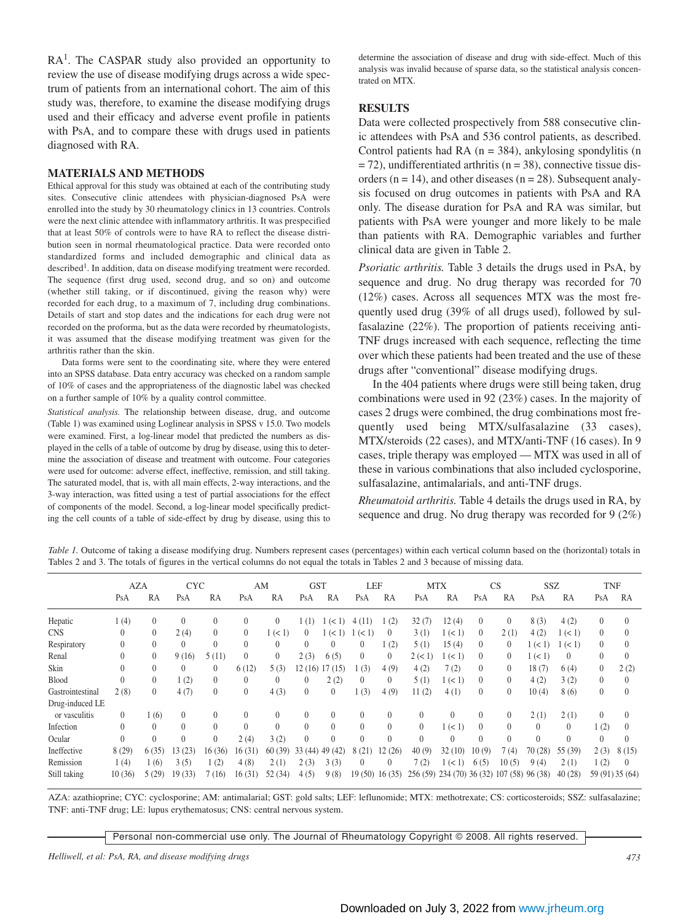RA[1]. The CASPAR study also provided an opportunity to review the use of disease modifying drugs across a wide spectrum of patients from an international cohort. The aim of this study was, therefore, to examine the disease modifying drugs used and their efficacy and adverse event profile in patients with PsA, and to compare these with drugs used in patients diagnosed with RA.

## MATERIALS AND METHODS

Ethical approval for this study was obtained at each of the contributing study sites. Consecutive clinic attendees with physician-diagnosed PsA were enrolled into the study by 30 rheumatology clinics in 13 countries. Controls were the next clinic attendee with inflammatory arthritis. It was prespecified that at least 50% of controls were to have RA to reflect the disease distribution seen in normal rheumatological practice. Data were recorded onto standardized forms and included demographic and clinical data as described[1]. In addition, data on disease modifying treatment were recorded. The sequence (first drug used, second drug, and so on) and outcome (whether still taking, or if discontinued, giving the reason why) were recorded for each drug, to a maximum of 7, including drug combinations. Details of start and stop dates and the indications for each drug were not recorded on the proforma, but as the data were recorded by rheumatologists, it was assumed that the disease modifying treatment was given for the arthritis rather than the skin.

Data forms were sent to the coordinating site, where they were entered into an SPSS database. Data entry accuracy was checked on a random sample of 10% of cases and the appropriateness of the diagnostic label was checked on a further sample of 10% by a quality control committee.

*Statistical analysis.* The relationship between disease, drug, and outcome (Table 1) was examined using Loglinear analysis in SPSS v 15.0. Two models were examined. First, a log-linear model that predicted the numbers as displayed in the cells of a table of outcome by drug by disease, using this to determine the association of disease and treatment with outcome. Four categories were used for outcome: adverse effect, ineffective, remission, and still taking. The saturated model, that is, with all main effects, 2-way interactions, and the 3-way interaction, was fitted using a test of partial associations for the effect of components of the model. Second, a log-linear model specifically predicting the cell counts of a table of side-effect by drug by disease, using this to determine the association of disease and drug with side-effect. Much of this analysis was invalid because of sparse data, so the statistical analysis concentrated on MTX.

## RESULTS

Data were collected prospectively from 588 consecutive clinic attendees with PsA and 536 control patients, as described. Control patients had RA (n = 384), ankylosing spondylitis (n = 72), undifferentiated arthritis (n = 38), connective tissue disorders (n = 14), and other diseases (n = 28). Subsequent analysis focused on drug outcomes in patients with PsA and RA only. The disease duration for PsA and RA was similar, but patients with PsA were younger and more likely to be male than patients with RA. Demographic variables and further clinical data are given in Table 2.

*Psoriatic arthritis.* Table 3 details the drugs used in PsA, by sequence and drug. No drug therapy was recorded for 70 (12%) cases. Across all sequences MTX was the most frequently used drug (39% of all drugs used), followed by sulfasalazine (22%). The proportion of patients receiving anti-TNF drugs increased with each sequence, reflecting the time over which these patients had been treated and the use of these drugs after "conventional" disease modifying drugs.

In the 404 patients where drugs were still being taken, drug combinations were used in 92 (23%) cases. In the majority of cases 2 drugs were combined, the drug combinations most frequently used being MTX/sulfasalazine (33 cases), MTX/steroids (22 cases), and MTX/anti-TNF (16 cases). In 9 cases, triple therapy was employed — MTX was used in all of these in various combinations that also included cyclosporine, sulfasalazine, antimalarials, and anti-TNF drugs.

*Rheumatoid arthritis.* Table 4 details the drugs used in RA, by sequence and drug. No drug therapy was recorded for 9 (2%)

*Table 1.* Outcome of taking a disease modifying drug. Numbers represent cases (percentages) within each vertical column based on the (horizontal) totals in Tables 2 and 3. The totals of figures in the vertical columns do not equal the totals in Tables 2 and 3 because of missing data.

| | AZA | | CYC | | AM | | GST | | LEF | | MTX | | CS | | SSZ | | TNF | |
|---|---|---|---|---|---|---|---|---|---|---|---|---|---|---|---|---|---|---|
| | PsA | RA | PsA | RA | PsA | RA | PsA | RA | PsA | RA | PsA | RA | PsA | RA | PsA | RA | PsA | RA |
| Hepatic | 1 (4) | 0 | 0 | 0 | 0 | 0 | 1 (1) | 1 (< 1) | 4 (11) | 1 (2) | 32 (7) | 12 (4) | 0 | 0 | 8 (3) | 4 (2) | 0 | 0 |
| CNS | 0 | 0 | 2 (4) | 0 | 0 | 1 (< 1) | 0 | 1 (< 1) | 1 (< 1) | 0 | 3 (1) | 1 (< 1) | 0 | 2 (1) | 4 (2) | 1 (< 1) | 0 | 0 |
| Respiratory | 0 | 0 | 0 | 0 | 0 | 0 | 0 | 0 | 0 | 1 (2) | 5 (1) | 15 (4) | 0 | 0 | 1 (< 1) | 1 (< 1) | 0 | 0 |
| Renal | 0 | 0 | 9 (16) | 5 (11) | 0 | 0 | 2 (3) | 6 (5) | 0 | 0 | 2 (< 1) | 1 (< 1) | 0 | 0 | 1 (< 1) | 0 | 0 | 0 |
| Skin | 0 | 0 | 0 | 0 | 6 (12) | 5 (3) | 12 (16) | 17 (15) | 1 (3) | 4 (9) | 4 (2) | 7 (2) | 0 | 0 | 18 (7) | 6 (4) | 0 | 2 (2) |
| Blood | 0 | 0 | 1 (2) | 0 | 0 | 0 | 0 | 2 (2) | 0 | 0 | 5 (1) | 1 (< 1) | 0 | 0 | 4 (2) | 3 (2) | 0 | 0 |
| Gastrointestinal | 2 (8) | 0 | 4 (7) | 0 | 0 | 4 (3) | 0 | 0 | 1 (3) | 4 (9) | 11 (2) | 4 (1) | 0 | 0 | 10 (4) | 8 (6) | 0 | 0 |
| Drug-induced LE or vasculitis | 0 | 1 (6) | 0 | 0 | 0 | 0 | 0 | 0 | 0 | 0 | 0 | 0 | 0 | 0 | 2 (1) | 2 (1) | 0 | 0 |
| Infection | 0 | 0 | 0 | 0 | 0 | 0 | 0 | 0 | 0 | 0 | 0 | 1 (< 1) | 0 | 0 | 0 | 0 | 1 (2) | 0 |
| Ocular | 0 | 0 | 0 | 0 | 2 (4) | 3 (2) | 0 | 0 | 0 | 0 | 0 | 0 | 0 | 0 | 0 | 0 | 0 | 0 |
| Ineffective | 8 (29) | 6 (35) | 13 (23) | 16 (36) | 16 (31) | 60 (39) | 33 (44) | 49 (42) | 8 (21) | 12 (26) | 40 (9) | 32 (10) | 10 (9) | 7 (4) | 70 (28) | 55 (39) | 2 (3) | 8 (15) |
| Remission | 1 (4) | 1 (6) | 3 (5) | 1 (2) | 4 (8) | 2 (1) | 2 (3) | 3 (3) | 0 | 0 | 7 (2) | 1 (< 1) | 6 (5) | 10 (5) | 9 (4) | 2 (1) | 1 (2) | 0 |
| Still taking | 10 (36) | 5 (29) | 19 (33) | 7 (16) | 16 (31) | 52 (34) | 4 (5) | 9 (8) | 19 (50) | 16 (35) | 256 (59) | 234 (70) | 36 (32) | 107 (58) | 96 (38) | 40 (28) | 59 (91) | 35 (64) |

AZA: azathioprine; CYC: cyclosporine; AM: antimalarial; GST: gold salts; LEF: leflunomide; MTX: methotrexate; CS: corticosteroids; SSZ: sulfasalazine; TNF: anti-TNF drug; LE: lupus erythematosus; CNS: central nervous system.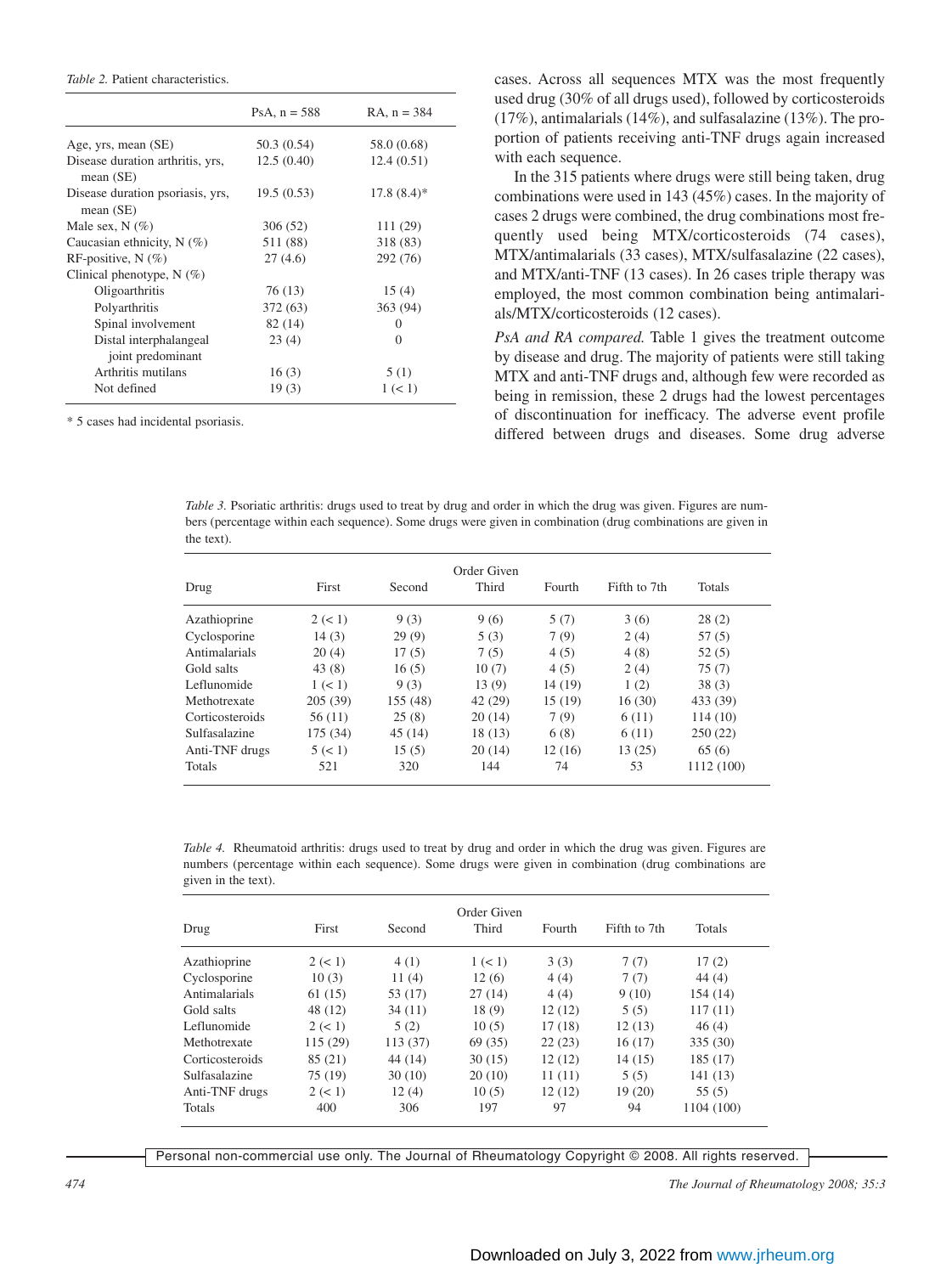*Table 2.* Patient characteristics.

| | PsA, n = 588 | RA, n = 384 |
|---|---|---|
| Age, yrs, mean (SE) | 50.3 (0.54) | 58.0 (0.68) |
| Disease duration arthritis, yrs, mean (SE) | 12.5 (0.40) | 12.4 (0.51) |
| Disease duration psoriasis, yrs, mean (SE) | 19.5 (0.53) | 17.8 (8.4)* |
| Male sex, N (%) | 306 (52) | 111 (29) |
| Caucasian ethnicity, N (%) | 511 (88) | 318 (83) |
| RF-positive, N (%) | 27 (4.6) | 292 (76) |
| Clinical phenotype, N (%) | | |
| Oligoarthritis | 76 (13) | 15 (4) |
| Polyarthritis | 372 (63) | 363 (94) |
| Spinal involvement | 82 (14) | 0 |
| Distal interphalangeal joint predominant | 23 (4) | 0 |
| Arthritis mutilans | 16 (3) | 5 (1) |
| Not defined | 19 (3) | 1 (< 1) |

* 5 cases had incidental psoriasis.

cases. Across all sequences MTX was the most frequently used drug (30% of all drugs used), followed by corticosteroids (17%), antimalarials (14%), and sulfasalazine (13%). The proportion of patients receiving anti-TNF drugs again increased with each sequence.

In the 315 patients where drugs were still being taken, drug combinations were used in 143 (45%) cases. In the majority of cases 2 drugs were combined, the drug combinations most frequently used being MTX/corticosteroids (74 cases), MTX/antimalarials (33 cases), MTX/sulfasalazine (22 cases), and MTX/anti-TNF (13 cases). In 26 cases triple therapy was employed, the most common combination being antimalarials/MTX/corticosteroids (12 cases).

*PsA and RA compared.* Table 1 gives the treatment outcome by disease and drug. The majority of patients were still taking MTX and anti-TNF drugs and, although few were recorded as being in remission, these 2 drugs had the lowest percentages of discontinuation for inefficacy. The adverse event profile differed between drugs and diseases. Some drug adverse

*Table 3.* Psoriatic arthritis: drugs used to treat by drug and order in which the drug was given. Figures are numbers (percentage within each sequence). Some drugs were given in combination (drug combinations are given in the text).

| | Order Given | | | | | |
|---|---|---|---|---|---|---|
| Drug | First | Second | Third | Fourth | Fifth to 7th | Totals |
| Azathioprine | 2 (< 1) | 9 (3) | 9 (6) | 5 (7) | 3 (6) | 28 (2) |
| Cyclosporine | 14 (3) | 29 (9) | 5 (3) | 7 (9) | 2 (4) | 57 (5) |
| Antimalarials | 20 (4) | 17 (5) | 7 (5) | 4 (5) | 4 (8) | 52 (5) |
| Gold salts | 43 (8) | 16 (5) | 10 (7) | 4 (5) | 2 (4) | 75 (7) |
| Leflunomide | 1 (< 1) | 9 (3) | 13 (9) | 14 (19) | 1 (2) | 38 (3) |
| Methotrexate | 205 (39) | 155 (48) | 42 (29) | 15 (19) | 16 (30) | 433 (39) |
| Corticosteroids | 56 (11) | 25 (8) | 20 (14) | 7 (9) | 6 (11) | 114 (10) |
| Sulfasalazine | 175 (34) | 45 (14) | 18 (13) | 6 (8) | 6 (11) | 250 (22) |
| Anti-TNF drugs | 5 (< 1) | 15 (5) | 20 (14) | 12 (16) | 13 (25) | 65 (6) |
| Totals | 521 | 320 | 144 | 74 | 53 | 1112 (100) |

*Table 4.* Rheumatoid arthritis: drugs used to treat by drug and order in which the drug was given. Figures are numbers (percentage within each sequence). Some drugs were given in combination (drug combinations are given in the text).

| | Order Given | | | | | |
|---|---|---|---|---|---|---|
| Drug | First | Second | Third | Fourth | Fifth to 7th | Totals |
| Azathioprine | 2 (< 1) | 4 (1) | 1 (< 1) | 3 (3) | 7 (7) | 17 (2) |
| Cyclosporine | 10 (3) | 11 (4) | 12 (6) | 4 (4) | 7 (7) | 44 (4) |
| Antimalarials | 61 (15) | 53 (17) | 27 (14) | 4 (4) | 9 (10) | 154 (14) |
| Gold salts | 48 (12) | 34 (11) | 18 (9) | 12 (12) | 5 (5) | 117 (11) |
| Leflunomide | 2 (< 1) | 5 (2) | 10 (5) | 17 (18) | 12 (13) | 46 (4) |
| Methotrexate | 115 (29) | 113 (37) | 69 (35) | 22 (23) | 16 (17) | 335 (30) |
| Corticosteroids | 85 (21) | 44 (14) | 30 (15) | 12 (12) | 14 (15) | 185 (17) |
| Sulfasalazine | 75 (19) | 30 (10) | 20 (10) | 11 (11) | 5 (5) | 141 (13) |
| Anti-TNF drugs | 2 (< 1) | 12 (4) | 10 (5) | 12 (12) | 19 (20) | 55 (5) |
| Totals | 400 | 306 | 197 | 97 | 94 | 1104 (100) |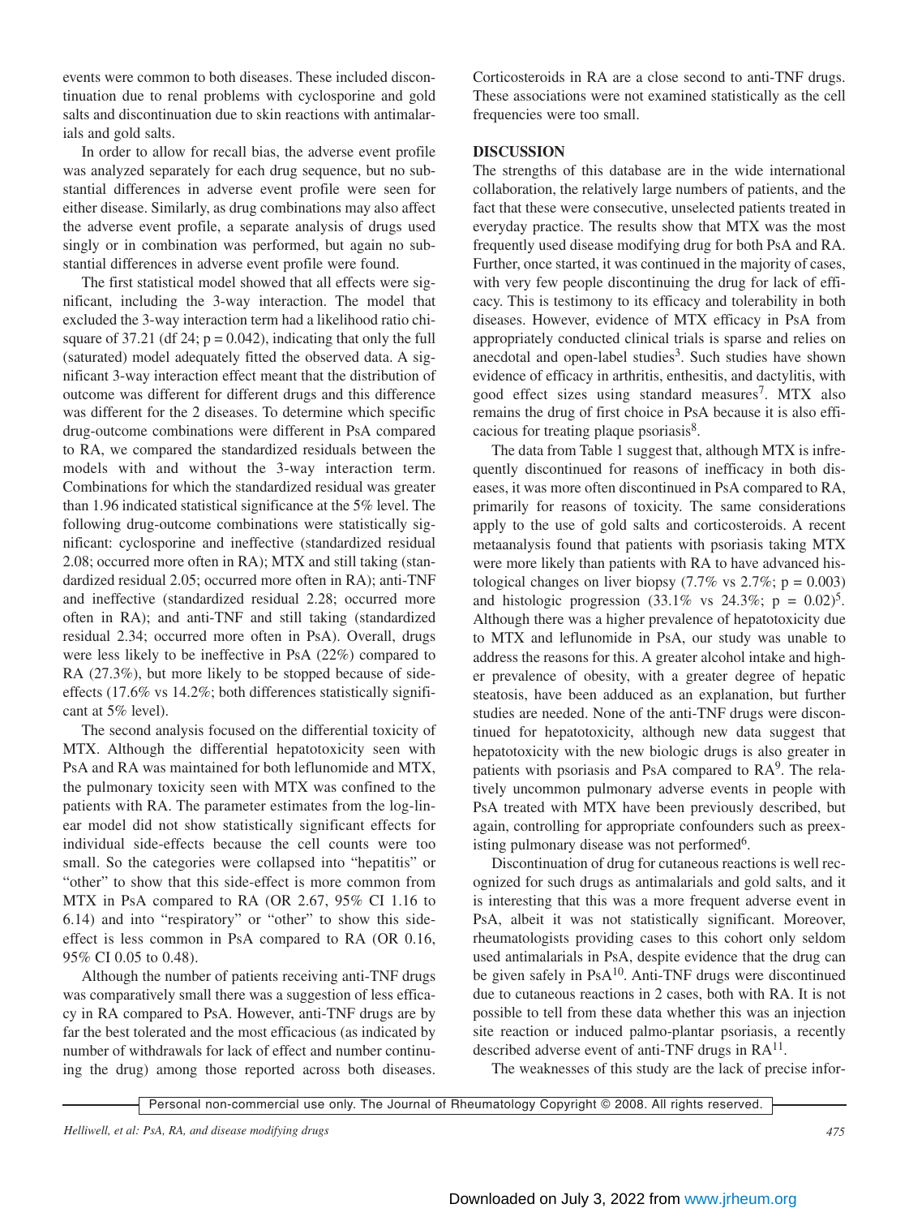events were common to both diseases. These included discontinuation due to renal problems with cyclosporine and gold salts and discontinuation due to skin reactions with antimalarials and gold salts.

In order to allow for recall bias, the adverse event profile was analyzed separately for each drug sequence, but no substantial differences in adverse event profile were seen for either disease. Similarly, as drug combinations may also affect the adverse event profile, a separate analysis of drugs used singly or in combination was performed, but again no substantial differences in adverse event profile were found.

The first statistical model showed that all effects were significant, including the 3-way interaction. The model that excluded the 3-way interaction term had a likelihood ratio chi-square of 37.21 (df 24; $p = 0.042$), indicating that only the full (saturated) model adequately fitted the observed data. A significant 3-way interaction effect meant that the distribution of outcome was different for different drugs and this difference was different for the 2 diseases. To determine which specific drug-outcome combinations were different in PsA compared to RA, we compared the standardized residuals between the models with and without the 3-way interaction term. Combinations for which the standardized residual was greater than 1.96 indicated statistical significance at the 5% level. The following drug-outcome combinations were statistically significant: cyclosporine and ineffective (standardized residual 2.08; occurred more often in RA); MTX and still taking (standardized residual 2.05; occurred more often in RA); anti-TNF and ineffective (standardized residual 2.28; occurred more often in RA); and anti-TNF and still taking (standardized residual 2.34; occurred more often in PsA). Overall, drugs were less likely to be ineffective in PsA (22%) compared to RA (27.3%), but more likely to be stopped because of side-effects (17.6% vs 14.2%; both differences statistically significant at 5% level).

The second analysis focused on the differential toxicity of MTX. Although the differential hepatotoxicity seen with PsA and RA was maintained for both leflunomide and MTX, the pulmonary toxicity seen with MTX was confined to the patients with RA. The parameter estimates from the log-linear model did not show statistically significant effects for individual side-effects because the cell counts were too small. So the categories were collapsed into "hepatitis" or "other" to show that this side-effect is more common from MTX in PsA compared to RA (OR 2.67, 95% CI 1.16 to 6.14) and into "respiratory" or "other" to show this side-effect is less common in PsA compared to RA (OR 0.16, 95% CI 0.05 to 0.48).

Although the number of patients receiving anti-TNF drugs was comparatively small there was a suggestion of less efficacy in RA compared to PsA. However, anti-TNF drugs are by far the best tolerated and the most efficacious (as indicated by number of withdrawals for lack of effect and number continuing the drug) among those reported across both diseases. Corticosteroids in RA are a close second to anti-TNF drugs. These associations were not examined statistically as the cell frequencies were too small.

## DISCUSSION

The strengths of this database are in the wide international collaboration, the relatively large numbers of patients, and the fact that these were consecutive, unselected patients treated in everyday practice. The results show that MTX was the most frequently used disease modifying drug for both PsA and RA. Further, once started, it was continued in the majority of cases, with very few people discontinuing the drug for lack of efficacy. This is testimony to its efficacy and tolerability in both diseases. However, evidence of MTX efficacy in PsA from appropriately conducted clinical trials is sparse and relies on anecdotal and open-label studies[3]. Such studies have shown evidence of efficacy in arthritis, enthesitis, and dactylitis, with good effect sizes using standard measures[7]. MTX also remains the drug of first choice in PsA because it is also efficacious for treating plaque psoriasis[8].

The data from Table 1 suggest that, although MTX is infrequently discontinued for reasons of inefficacy in both diseases, it was more often discontinued in PsA compared to RA, primarily for reasons of toxicity. The same considerations apply to the use of gold salts and corticosteroids. A recent metaanalysis found that patients with psoriasis taking MTX were more likely than patients with RA to have advanced histological changes on liver biopsy (7.7% vs 2.7%; $p = 0.003$) and histologic progression (33.1% vs 24.3%; $p = 0.02$)[5]. Although there was a higher prevalence of hepatotoxicity due to MTX and leflunomide in PsA, our study was unable to address the reasons for this. A greater alcohol intake and higher prevalence of obesity, with a greater degree of hepatic steatosis, have been adduced as an explanation, but further studies are needed. None of the anti-TNF drugs were discontinued for hepatotoxicity, although new data suggest that hepatotoxicity with the new biologic drugs is also greater in patients with psoriasis and PsA compared to RA[9]. The relatively uncommon pulmonary adverse events in people with PsA treated with MTX have been previously described, but again, controlling for appropriate confounders such as preexisting pulmonary disease was not performed[6].

Discontinuation of drug for cutaneous reactions is well recognized for such drugs as antimalarials and gold salts, and it is interesting that this was a more frequent adverse event in PsA, albeit it was not statistically significant. Moreover, rheumatologists providing cases to this cohort only seldom used antimalarials in PsA, despite evidence that the drug can be given safely in PsA[10]. Anti-TNF drugs were discontinued due to cutaneous reactions in 2 cases, both with RA. It is not possible to tell from these data whether this was an injection site reaction or induced palmo-plantar psoriasis, a recently described adverse event of anti-TNF drugs in RA[11].

The weaknesses of this study are the lack of precise infor-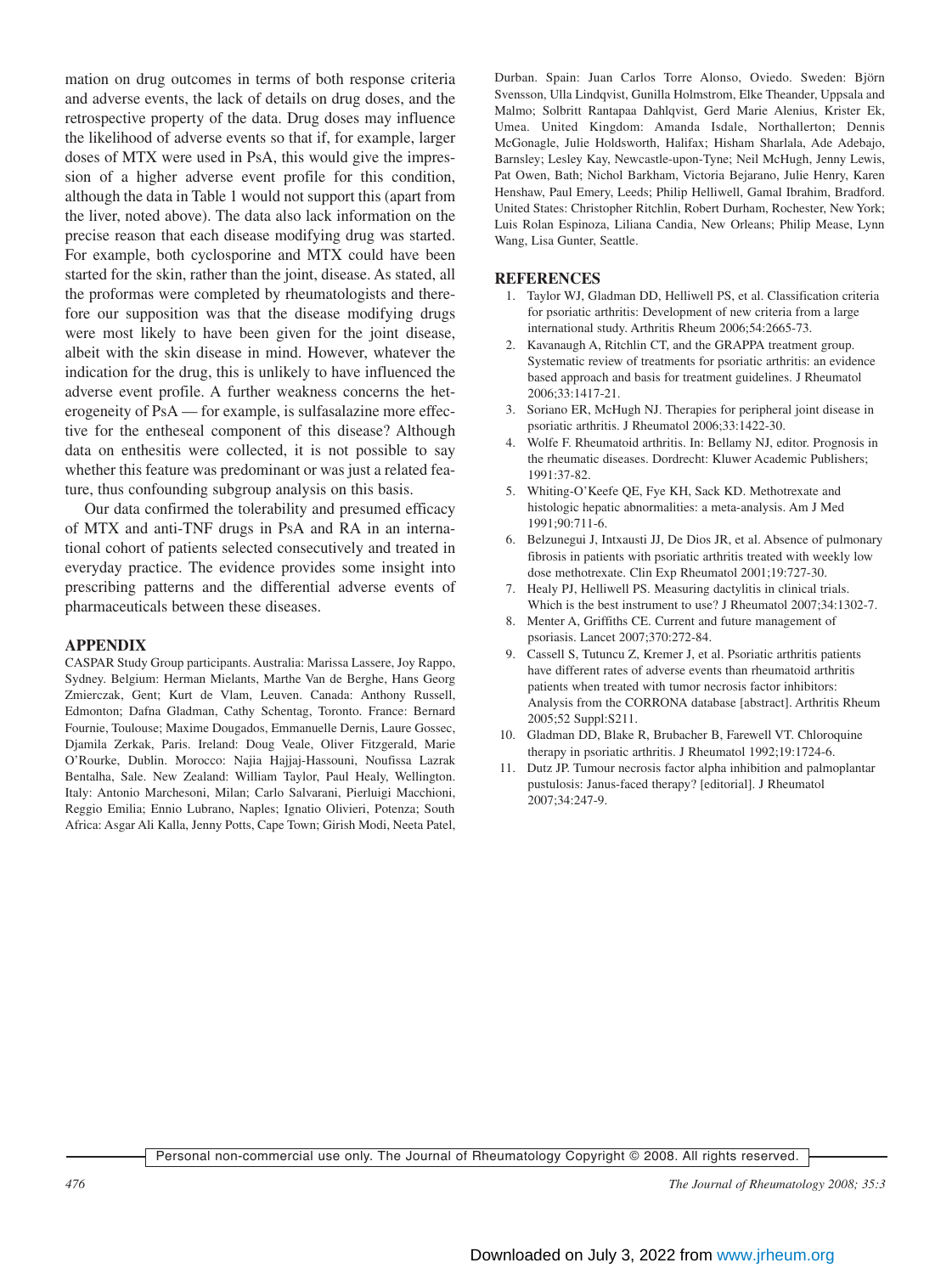mation on drug outcomes in terms of both response criteria and adverse events, the lack of details on drug doses, and the retrospective property of the data. Drug doses may influence the likelihood of adverse events so that if, for example, larger doses of MTX were used in PsA, this would give the impression of a higher adverse event profile for this condition, although the data in Table 1 would not support this (apart from the liver, noted above). The data also lack information on the precise reason that each disease modifying drug was started. For example, both cyclosporine and MTX could have been started for the skin, rather than the joint, disease. As stated, all the proformas were completed by rheumatologists and therefore our supposition was that the disease modifying drugs were most likely to have been given for the joint disease, albeit with the skin disease in mind. However, whatever the indication for the drug, this is unlikely to have influenced the adverse event profile. A further weakness concerns the heterogeneity of PsA — for example, is sulfasalazine more effective for the entheseal component of this disease? Although data on enthesitis were collected, it is not possible to say whether this feature was predominant or was just a related feature, thus confounding subgroup analysis on this basis.

Our data confirmed the tolerability and presumed efficacy of MTX and anti-TNF drugs in PsA and RA in an international cohort of patients selected consecutively and treated in everyday practice. The evidence provides some insight into prescribing patterns and the differential adverse events of pharmaceuticals between these diseases.

## APPENDIX

CASPAR Study Group participants. Australia: Marissa Lassere, Joy Rappo, Sydney. Belgium: Herman Mielants, Marthe Van de Berghe, Hans Georg Zmierczak, Gent; Kurt de Vlam, Leuven. Canada: Anthony Russell, Edmonton; Dafna Gladman, Cathy Schentag, Toronto. France: Bernard Fournie, Toulouse; Maxime Dougados, Emmanuelle Dernis, Laure Gossec, Djamila Zerkak, Paris. Ireland: Doug Veale, Oliver Fitzgerald, Marie O'Rourke, Dublin. Morocco: Najia Hajjaj-Hassouni, Noufissa Lazrak Bentalha, Sale. New Zealand: William Taylor, Paul Healy, Wellington. Italy: Antonio Marchesoni, Milan; Carlo Salvarani, Pierluigi Macchioni, Reggio Emilia; Ennio Lubrano, Naples; Ignatio Olivieri, Potenza; South Africa: Asgar Ali Kalla, Jenny Potts, Cape Town; Girish Modi, Neeta Patel, Durban. Spain: Juan Carlos Torre Alonso, Oviedo. Sweden: Björn Svensson, Ulla Lindqvist, Gunilla Holmstrom, Elke Theander, Uppsala and Malmo; Solbritt Rantapaa Dahlqvist, Gerd Marie Alenius, Krister Ek, Umea. United Kingdom: Amanda Isdale, Northallerton; Dennis McGonagle, Julie Holdsworth, Halifax; Hisham Sharlala, Ade Adebajo, Barnsley; Lesley Kay, Newcastle-upon-Tyne; Neil McHugh, Jenny Lewis, Pat Owen, Bath; Nichol Barkham, Victoria Bejarano, Julie Henry, Karen Henshaw, Paul Emery, Leeds; Philip Helliwell, Gamal Ibrahim, Bradford. United States: Christopher Ritchlin, Robert Durham, Rochester, New York; Luis Rolan Espinoza, Liliana Candia, New Orleans; Philip Mease, Lynn Wang, Lisa Gunter, Seattle.

## REFERENCES

1. Taylor WJ, Gladman DD, Helliwell PS, et al. Classification criteria for psoriatic arthritis: Development of new criteria from a large international study. Arthritis Rheum 2006;54:2665-73.
2. Kavanaugh A, Ritchlin CT, and the GRAPPA treatment group. Systematic review of treatments for psoriatic arthritis: an evidence based approach and basis for treatment guidelines. J Rheumatol 2006;33:1417-21.
3. Soriano ER, McHugh NJ. Therapies for peripheral joint disease in psoriatic arthritis. J Rheumatol 2006;33:1422-30.
4. Wolfe F. Rheumatoid arthritis. In: Bellamy NJ, editor. Prognosis in the rheumatic diseases. Dordrecht: Kluwer Academic Publishers; 1991:37-82.
5. Whiting-O'Keefe QE, Fye KH, Sack KD. Methotrexate and histologic hepatic abnormalities: a meta-analysis. Am J Med 1991;90:711-6.
6. Belzunegui J, Intxausti JJ, De Dios JR, et al. Absence of pulmonary fibrosis in patients with psoriatic arthritis treated with weekly low dose methotrexate. Clin Exp Rheumatol 2001;19:727-30.
7. Healy PJ, Helliwell PS. Measuring dactylitis in clinical trials. Which is the best instrument to use? J Rheumatol 2007;34:1302-7.
8. Menter A, Griffiths CE. Current and future management of psoriasis. Lancet 2007;370:272-84.
9. Cassell S, Tutuncu Z, Kremer J, et al. Psoriatic arthritis patients have different rates of adverse events than rheumatoid arthritis patients when treated with tumor necrosis factor inhibitors: Analysis from the CORRONA database [abstract]. Arthritis Rheum 2005;52 Suppl:S211.
10. Gladman DD, Blake R, Brubacher B, Farewell VT. Chloroquine therapy in psoriatic arthritis. J Rheumatol 1992;19:1724-6.
11. Dutz JP. Tumour necrosis factor alpha inhibition and palmoplantar pustulosis: Janus-faced therapy? [editorial]. J Rheumatol 2007;34:247-9.